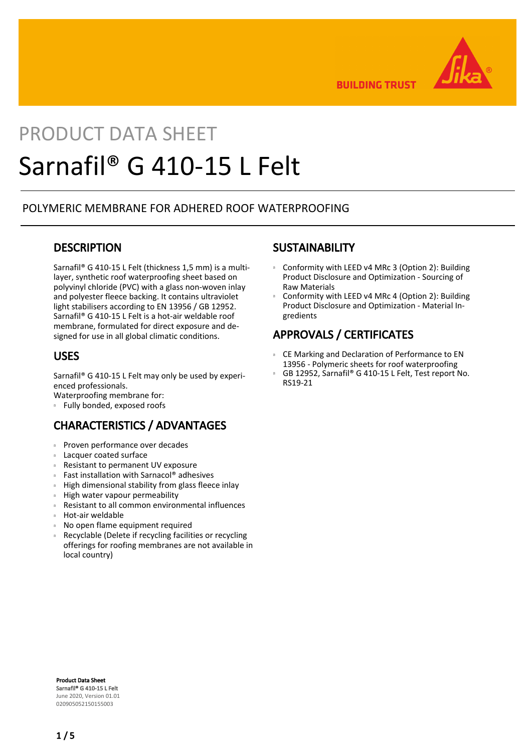BUILDING TRUST

PRODUCT DATA SHEET

# Sarnafil® G 410-15 L Felt

POLYMERIC MEMBRANE FOR ADHERED ROOF WATERPROOFING

## DESCRIPTION

Sarnafil® G 410-15 L Felt (thickness 1,5 mm) is a multi-layer, synthetic roof waterproofing sheet based on polyvinyl chloride (PVC) with a glass non-woven inlay and polyester fleece backing. It contains ultraviolet light stabilisers according to EN 13956 / GB 12952. Sarnafil® G 410-15 L Felt is a hot-air weldable roof membrane, formulated for direct exposure and designed for use in all global climatic conditions.

## USES

Sarnafil® G 410-15 L Felt may only be used by experienced professionals.
Waterproofing membrane for:

- Fully bonded, exposed roofs

## CHARACTERISTICS / ADVANTAGES

- Proven performance over decades
- Lacquer coated surface
- Resistant to permanent UV exposure
- Fast installation with Sarnacol® adhesives
- High dimensional stability from glass fleece inlay
- High water vapour permeability
- Resistant to all common environmental influences
- Hot-air weldable
- No open flame equipment required
- Recyclable (Delete if recycling facilities or recycling offerings for roofing membranes are not available in local country)

## SUSTAINABILITY

- Conformity with LEED v4 MRc 3 (Option 2): Building Product Disclosure and Optimization - Sourcing of Raw Materials
- Conformity with LEED v4 MRc 4 (Option 2): Building Product Disclosure and Optimization - Material Ingredients

## APPROVALS / CERTIFICATES

- CE Marking and Declaration of Performance to EN 13956 - Polymeric sheets for roof waterproofing
- GB 12952, Sarnafil® G 410-15 L Felt, Test report No. RS19-21

**Product Data Sheet**
**Sarnafil® G 410-15 L Felt**
June 2020, Version 01.01
020905052150155003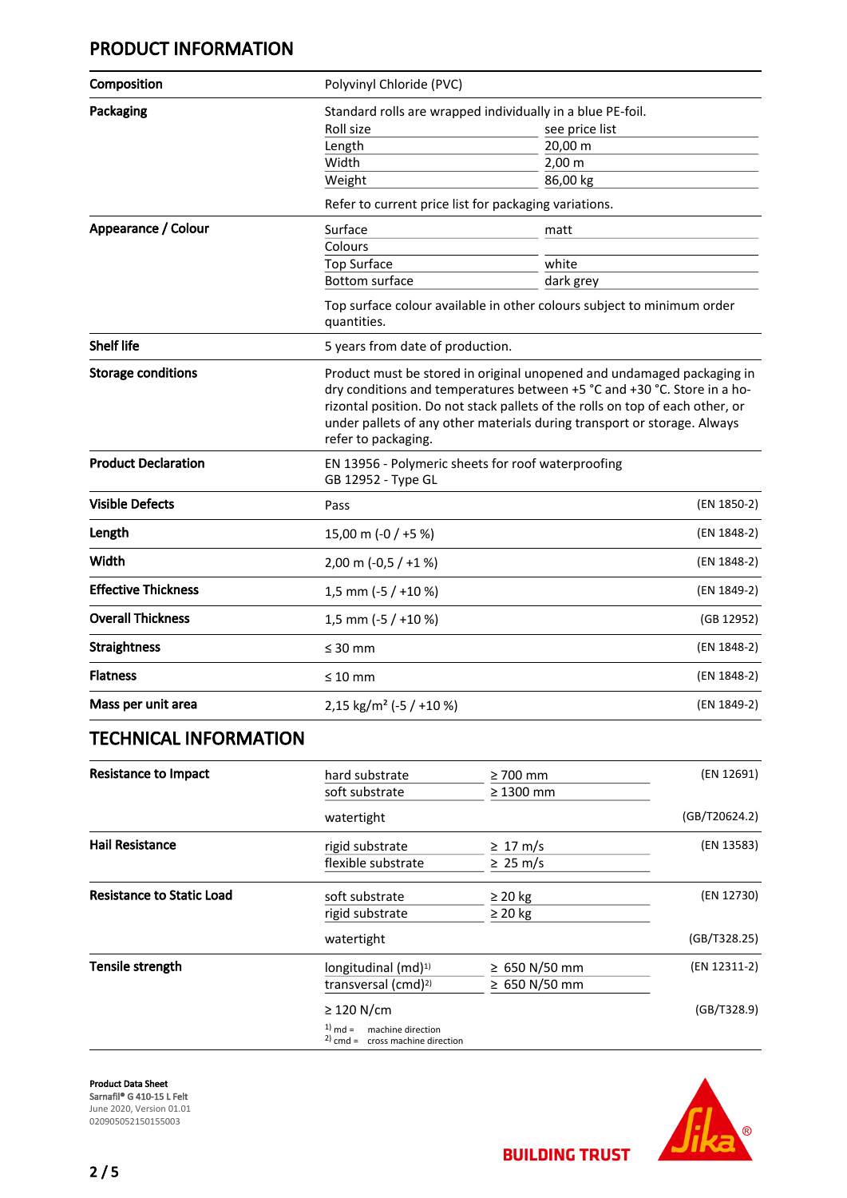## PRODUCT INFORMATION

| | | | |
|---|---|---|---|
| **Composition** | Polyvinyl Chloride (PVC) | | |
| **Packaging** | Standard rolls are wrapped individually in a blue PE-foil. | | |
| | Roll size | see price list | |
| | Length | 20,00 m | |
| | Width | 2,00 m | |
| | Weight | 86,00 kg | |
| | Refer to current price list for packaging variations. | | |
| **Appearance / Colour** | Surface | matt | |
| | Colours | | |
| | Top Surface | white | |
| | Bottom surface | dark grey | |
| | Top surface colour available in other colours subject to minimum order quantities. | | |
| **Shelf life** | 5 years from date of production. | | |
| **Storage conditions** | Product must be stored in original unopened and undamaged packaging in dry conditions and temperatures between +5 °C and +30 °C. Store in a horizontal position. Do not stack pallets of the rolls on top of each other, or under pallets of any other materials during transport or storage. Always refer to packaging. | | |
| **Product Declaration** | EN 13956 - Polymeric sheets for roof waterproofing<br>GB 12952 - Type GL | | |
| **Visible Defects** | Pass | | (EN 1850-2) |
| **Length** | 15,00 m (-0 / +5 %) | | (EN 1848-2) |
| **Width** | 2,00 m (-0,5 / +1 %) | | (EN 1848-2) |
| **Effective Thickness** | 1,5 mm (-5 / +10 %) | | (EN 1849-2) |
| **Overall Thickness** | 1,5 mm (-5 / +10 %) | | (GB 12952) |
| **Straightness** | ≤ 30 mm | | (EN 1848-2) |
| **Flatness** | ≤ 10 mm | | (EN 1848-2) |
| **Mass per unit area** | 2,15 kg/m² (-5 / +10 %) | | (EN 1849-2) |

## TECHNICAL INFORMATION

| | | | |
|---|---|---|---|
| **Resistance to Impact** | hard substrate | ≥ 700 mm | (EN 12691) |
| | soft substrate | ≥ 1300 mm | |
| | watertight | | (GB/T20624.2) |
| **Hail Resistance** | rigid substrate | ≥ 17 m/s | (EN 13583) |
| | flexible substrate | ≥ 25 m/s | |
| **Resistance to Static Load** | soft substrate | ≥ 20 kg | (EN 12730) |
| | rigid substrate | ≥ 20 kg | |
| | watertight | | (GB/T328.25) |
| **Tensile strength** | longitudinal (md)[1] | ≥ 650 N/50 mm | (EN 12311-2) |
| | transversal (cmd)[2] | ≥ 650 N/50 mm | |
| | ≥ 120 N/cm | | (GB/T328.9) |

[1] md = machine direction
[2] cmd = cross machine direction

**Product Data Sheet**
Sarnafil® G 410-15 L Felt
June 2020, Version 01.01
020905052150155003

BUILDING TRUST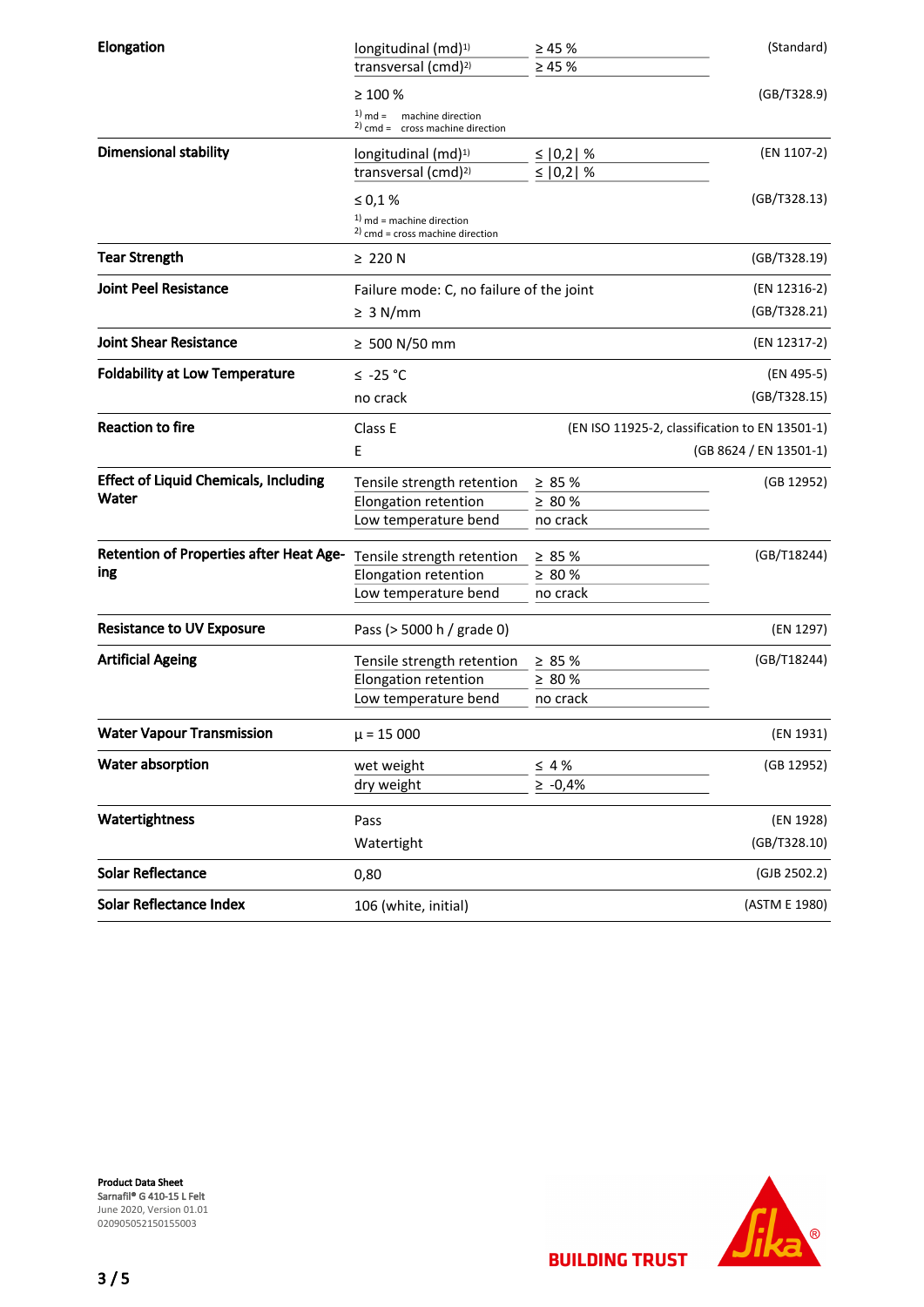| Property | Value | | Standard |
|---|---|---|---|
| **Elongation** | longitudinal (md)[1] | ≥ 45 % | (Standard) |
| | transversal (cmd)[2] | ≥ 45 % | |
| | ≥ 100 % | | (GB/T328.9) |
| | [1] md = machine direction<br>[2] cmd = cross machine direction | | |
| **Dimensional stability** | longitudinal (md)[1] | ≤ \|0,2\| % | (EN 1107-2) |
| | transversal (cmd)[2] | ≤ \|0,2\| % | |
| | ≤ 0,1 % | | (GB/T328.13) |
| | [1] md = machine direction<br>[2] cmd = cross machine direction | | |
| **Tear Strength** | ≥ 220 N | | (GB/T328.19) |
| **Joint Peel Resistance** | Failure mode: C, no failure of the joint | | (EN 12316-2) |
| | ≥ 3 N/mm | | (GB/T328.21) |
| **Joint Shear Resistance** | ≥ 500 N/50 mm | | (EN 12317-2) |
| **Foldability at Low Temperature** | ≤ -25 °C | | (EN 495-5) |
| | no crack | | (GB/T328.15) |
| **Reaction to fire** | Class E | | (EN ISO 11925-2, classification to EN 13501-1) |
| | E | | (GB 8624 / EN 13501-1) |
| **Effect of Liquid Chemicals, Including Water** | Tensile strength retention | ≥ 85 % | (GB 12952) |
| | Elongation retention | ≥ 80 % | |
| | Low temperature bend | no crack | |
| **Retention of Properties after Heat Ageing** | Tensile strength retention | ≥ 85 % | (GB/T18244) |
| | Elongation retention | ≥ 80 % | |
| | Low temperature bend | no crack | |
| **Resistance to UV Exposure** | Pass (> 5000 h / grade 0) | | (EN 1297) |
| **Artificial Ageing** | Tensile strength retention | ≥ 85 % | (GB/T18244) |
| | Elongation retention | ≥ 80 % | |
| | Low temperature bend | no crack | |
| **Water Vapour Transmission** | μ = 15 000 | | (EN 1931) |
| **Water absorption** | wet weight | ≤ 4 % | (GB 12952) |
| | dry weight | ≥ -0,4% | |
| **Watertightness** | Pass | | (EN 1928) |
| | Watertight | | (GB/T328.10) |
| **Solar Reflectance** | 0,80 | | (GJB 2502.2) |
| **Solar Reflectance Index** | 106 (white, initial) | | (ASTM E 1980) |

**Product Data Sheet**
**Sarnafil® G 410-15 L Felt**
June 2020, Version 01.01
020905052150155003

BUILDING TRUST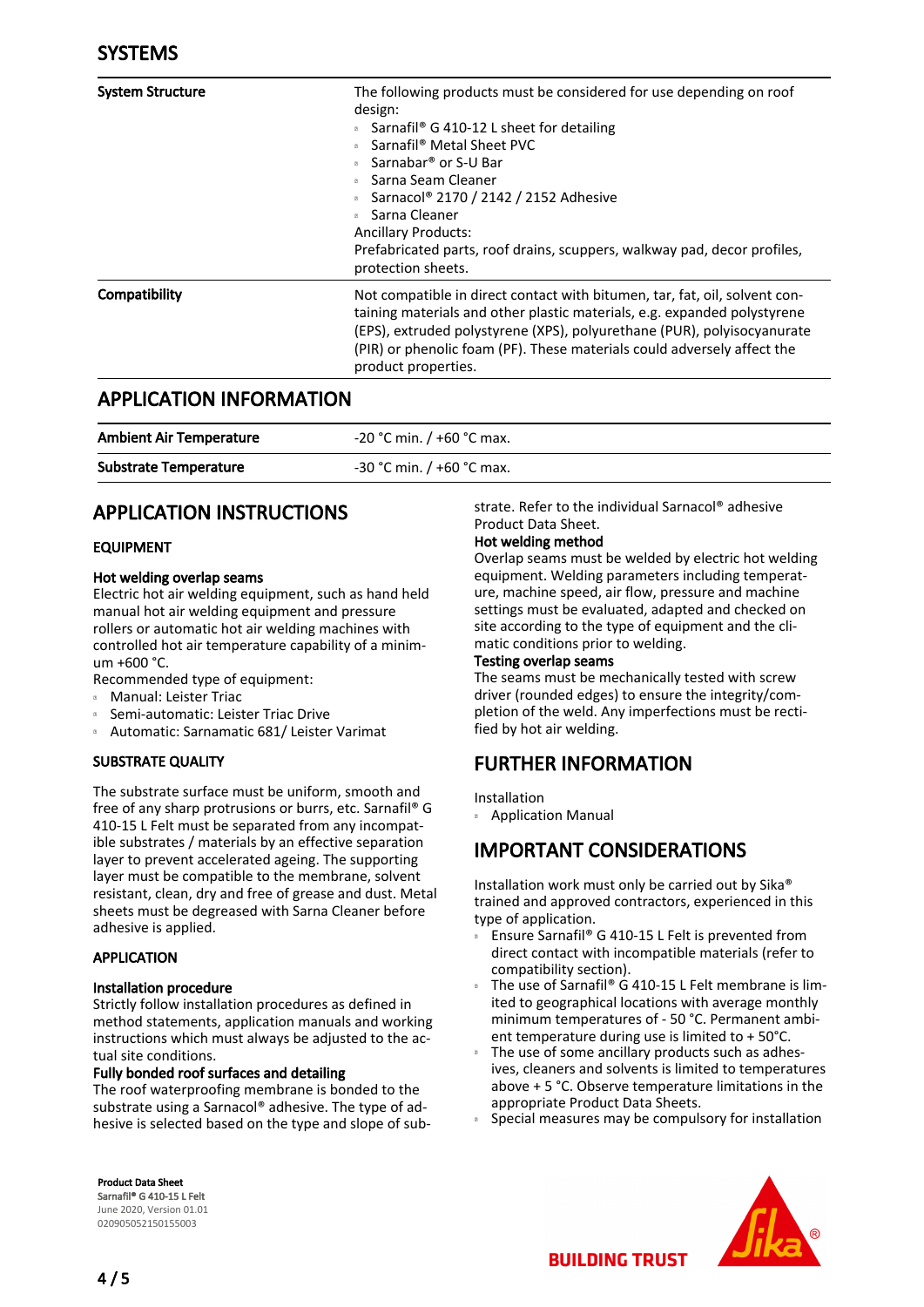## SYSTEMS

| | |
|---|---|
| **System Structure** | The following products must be considered for use depending on roof design:<br>▫ Sarnafil® G 410-12 L sheet for detailing<br>▫ Sarnafil® Metal Sheet PVC<br>▫ Sarnabar® or S-U Bar<br>▫ Sarna Seam Cleaner<br>▫ Sarnacol® 2170 / 2142 / 2152 Adhesive<br>▫ Sarna Cleaner<br>Ancillary Products:<br>Prefabricated parts, roof drains, scuppers, walkway pad, decor profiles, protection sheets. |
| **Compatibility** | Not compatible in direct contact with bitumen, tar, fat, oil, solvent containing materials and other plastic materials, e.g. expanded polystyrene (EPS), extruded polystyrene (XPS), polyurethane (PUR), polyisocyanurate (PIR) or phenolic foam (PF). These materials could adversely affect the product properties. |

## APPLICATION INFORMATION

| | |
|---|---|
| **Ambient Air Temperature** | -20 °C min. / +60 °C max. |
| **Substrate Temperature** | -30 °C min. / +60 °C max. |

## APPLICATION INSTRUCTIONS

### EQUIPMENT

**Hot welding overlap seams**

Electric hot air welding equipment, such as hand held manual hot air welding equipment and pressure rollers or automatic hot air welding machines with controlled hot air temperature capability of a minimum +600 °C.

Recommended type of equipment:

- Manual: Leister Triac
- Semi-automatic: Leister Triac Drive
- Automatic: Sarnamatic 681/ Leister Varimat

### SUBSTRATE QUALITY

The substrate surface must be uniform, smooth and free of any sharp protrusions or burrs, etc. Sarnafil® G 410-15 L Felt must be separated from any incompatible substrates / materials by an effective separation layer to prevent accelerated ageing. The supporting layer must be compatible to the membrane, solvent resistant, clean, dry and free of grease and dust. Metal sheets must be degreased with Sarna Cleaner before adhesive is applied.

### APPLICATION

**Installation procedure**

Strictly follow installation procedures as defined in method statements, application manuals and working instructions which must always be adjusted to the actual site conditions.

**Fully bonded roof surfaces and detailing**

The roof waterproofing membrane is bonded to the substrate using a Sarnacol® adhesive. The type of adhesive is selected based on the type and slope of substrate. Refer to the individual Sarnacol® adhesive Product Data Sheet.

**Hot welding method**

Overlap seams must be welded by electric hot welding equipment. Welding parameters including temperature, machine speed, air flow, pressure and machine settings must be evaluated, adapted and checked on site according to the type of equipment and the climatic conditions prior to welding.

**Testing overlap seams**

The seams must be mechanically tested with screw driver (rounded edges) to ensure the integrity/completion of the weld. Any imperfections must be rectified by hot air welding.

## FURTHER INFORMATION

Installation

- Application Manual

## IMPORTANT CONSIDERATIONS

Installation work must only be carried out by Sika® trained and approved contractors, experienced in this type of application.

- Ensure Sarnafil® G 410-15 L Felt is prevented from direct contact with incompatible materials (refer to compatibility section).
- The use of Sarnafil® G 410-15 L Felt membrane is limited to geographical locations with average monthly minimum temperatures of - 50 °C. Permanent ambient temperature during use is limited to + 50°C.
- The use of some ancillary products such as adhesives, cleaners and solvents is limited to temperatures above + 5 °C. Observe temperature limitations in the appropriate Product Data Sheets.
- Special measures may be compulsory for installation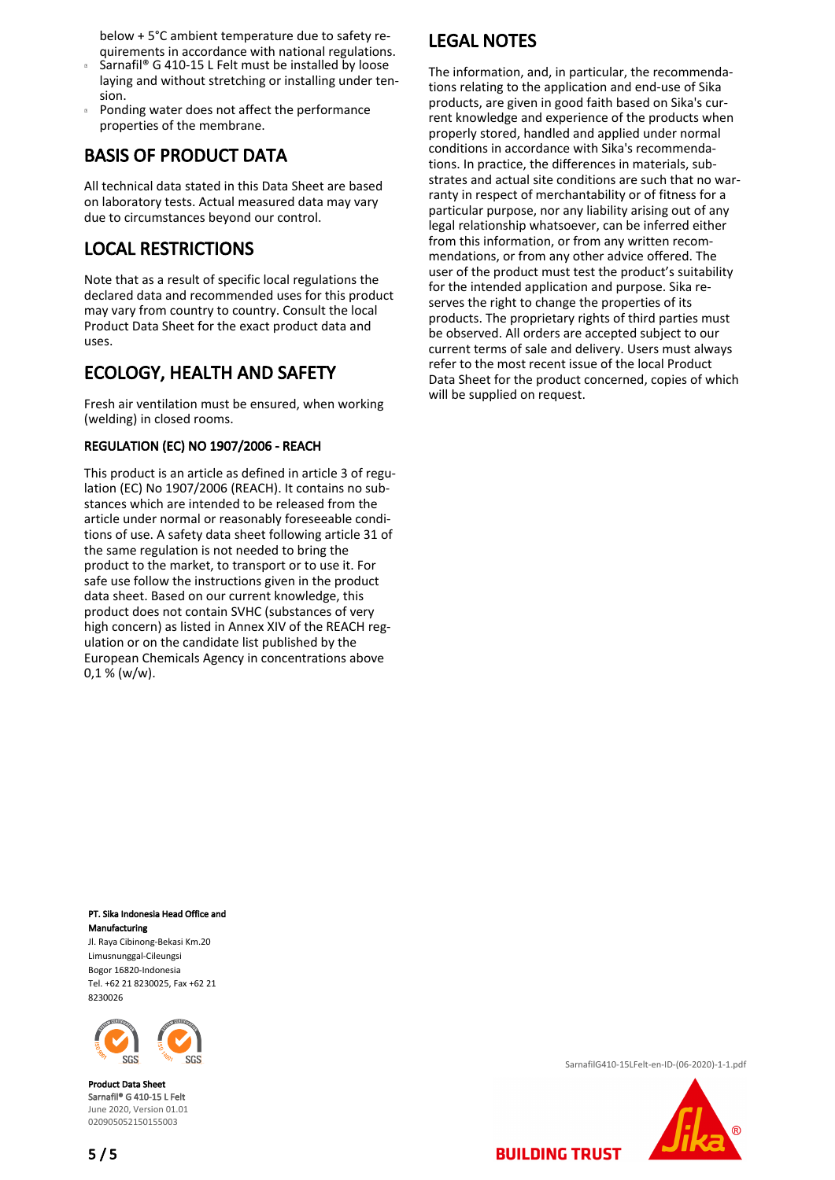below + 5°C ambient temperature due to safety requirements in accordance with national regulations.

- Sarnafil® G 410-15 L Felt must be installed by loose laying and without stretching or installing under tension.
- Ponding water does not affect the performance properties of the membrane.

## BASIS OF PRODUCT DATA

All technical data stated in this Data Sheet are based on laboratory tests. Actual measured data may vary due to circumstances beyond our control.

## LOCAL RESTRICTIONS

Note that as a result of specific local regulations the declared data and recommended uses for this product may vary from country to country. Consult the local Product Data Sheet for the exact product data and uses.

## ECOLOGY, HEALTH AND SAFETY

Fresh air ventilation must be ensured, when working (welding) in closed rooms.

### REGULATION (EC) NO 1907/2006 - REACH

This product is an article as defined in article 3 of regulation (EC) No 1907/2006 (REACH). It contains no substances which are intended to be released from the article under normal or reasonably foreseeable conditions of use. A safety data sheet following article 31 of the same regulation is not needed to bring the product to the market, to transport or to use it. For safe use follow the instructions given in the product data sheet. Based on our current knowledge, this product does not contain SVHC (substances of very high concern) as listed in Annex XIV of the REACH regulation or on the candidate list published by the European Chemicals Agency in concentrations above 0,1 % (w/w).

## LEGAL NOTES

The information, and, in particular, the recommendations relating to the application and end-use of Sika products, are given in good faith based on Sika's current knowledge and experience of the products when properly stored, handled and applied under normal conditions in accordance with Sika's recommendations. In practice, the differences in materials, substrates and actual site conditions are such that no warranty in respect of merchantability or of fitness for a particular purpose, nor any liability arising out of any legal relationship whatsoever, can be inferred either from this information, or from any written recommendations, or from any other advice offered. The user of the product must test the product's suitability for the intended application and purpose. Sika reserves the right to change the properties of its products. The proprietary rights of third parties must be observed. All orders are accepted subject to our current terms of sale and delivery. Users must always refer to the most recent issue of the local Product Data Sheet for the product concerned, copies of which will be supplied on request.

**PT. Sika Indonesia Head Office and Manufacturing**
Jl. Raya Cibinong-Bekasi Km.20
Limusnunggal-Cileungsi
Bogor 16820-Indonesia
Tel. +62 21 8230025, Fax +62 21 8230026

**Product Data Sheet**
**Sarnafil® G 410-15 L Felt**
June 2020, Version 01.01
020905052150155003

SarnafilG410-15LFelt-en-ID-(06-2020)-1-1.pdf

BUILDING TRUST